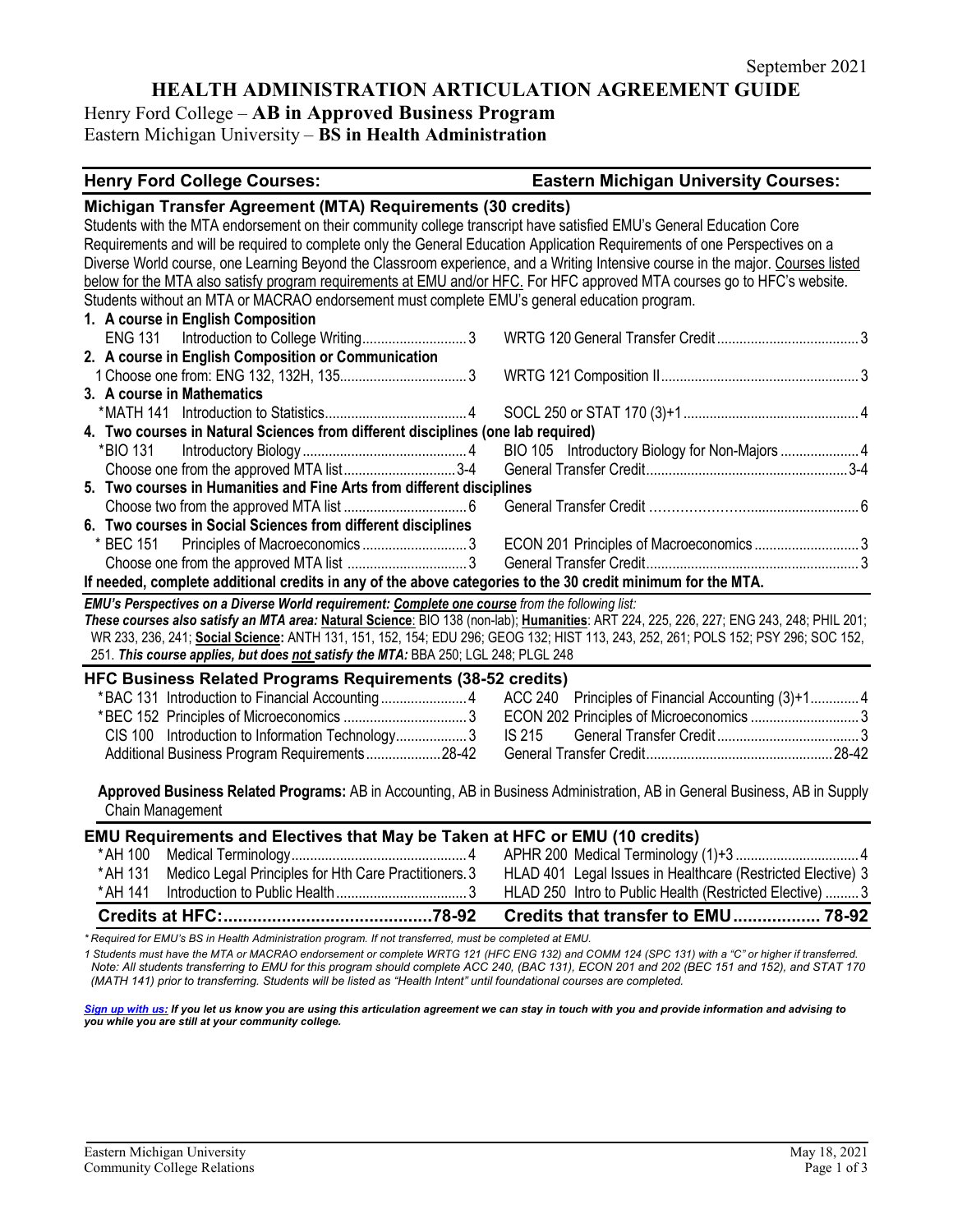September 2021

# HEALTH ADMINISTRATION ARTICULATION AGREEMENT GUIDE

Henry Ford College – **AB in Approved Business Program**
Eastern Michigan University – **BS in Health Administration**

| Henry Ford College Courses: | | Eastern Michigan University Courses: | |
|---|---|---|---|

## Michigan Transfer Agreement (MTA) Requirements (30 credits)

Students with the MTA endorsement on their community college transcript have satisfied EMU's General Education Core Requirements and will be required to complete only the General Education Application Requirements of one Perspectives on a Diverse World course, one Learning Beyond the Classroom experience, and a Writing Intensive course in the major. Courses listed below for the MTA also satisfy program requirements at EMU and/or HFC. For HFC approved MTA courses go to HFC's website. Students without an MTA or MACRAO endorsement must complete EMU's general education program.

| Henry Ford College Courses | Credits | Eastern Michigan University Courses | Credits |
|---|---|---|---|
| **1. A course in English Composition** | | | |
| ENG 131 Introduction to College Writing | 3 | WRTG 120 General Transfer Credit | 3 |
| **2. A course in English Composition or Communication** | | | |
| 1 Choose one from: ENG 132, 132H, 135 | 3 | WRTG 121 Composition II | 3 |
| **3. A course in Mathematics** | | | |
| *MATH 141 Introduction to Statistics | 4 | SOCL 250 or STAT 170 (3)+1 | 4 |
| **4. Two courses in Natural Sciences from different disciplines (one lab required)** | | | |
| *BIO 131 Introductory Biology | 4 | BIO 105 Introductory Biology for Non-Majors | 4 |
| Choose one from the approved MTA list | 3-4 | General Transfer Credit | 3-4 |
| **5. Two courses in Humanities and Fine Arts from different disciplines** | | | |
| Choose two from the approved MTA list | 6 | General Transfer Credit | 6 |
| **6. Two courses in Social Sciences from different disciplines** | | | |
| * BEC 151 Principles of Macroeconomics | 3 | ECON 201 Principles of Macroeconomics | 3 |
| Choose one from the approved MTA list | 3 | General Transfer Credit | 3 |

**If needed, complete additional credits in any of the above categories to the 30 credit minimum for the MTA.**

***EMU's Perspectives on a Diverse World requirement: Complete one course** from the following list:*
***These courses also satisfy an MTA area:* Natural Science**: BIO 138 (non-lab); **Humanities**: ART 224, 225, 226, 227; ENG 243, 248; PHIL 201; WR 233, 236, 241; **Social Science:** ANTH 131, 151, 152, 154; EDU 296; GEOG 132; HIST 113, 243, 252, 261; POLS 152; PSY 296; SOC 152, 251. ***This course applies, but does not satisfy the MTA:*** BBA 250; LGL 248; PLGL 248

## HFC Business Related Programs Requirements (38-52 credits)

| Henry Ford College Courses | Credits | Eastern Michigan University Courses | Credits |
|---|---|---|---|
| *BAC 131 Introduction to Financial Accounting | 4 | ACC 240 Principles of Financial Accounting (3)+1 | 4 |
| *BEC 152 Principles of Microeconomics | 3 | ECON 202 Principles of Microeconomics | 3 |
| CIS 100 Introduction to Information Technology | 3 | IS 215 General Transfer Credit | 3 |
| Additional Business Program Requirements | 28-42 | General Transfer Credit | 28-42 |

**Approved Business Related Programs:** AB in Accounting, AB in Business Administration, AB in General Business, AB in Supply Chain Management

## EMU Requirements and Electives that May be Taken at HFC or EMU (10 credits)

| Henry Ford College Courses | Credits | Eastern Michigan University Courses | Credits |
|---|---|---|---|
| *AH 100 Medical Terminology | 4 | APHR 200 Medical Terminology (1)+3 | 4 |
| *AH 131 Medico Legal Principles for Hth Care Practitioners | 3 | HLAD 401 Legal Issues in Healthcare (Restricted Elective) | 3 |
| *AH 141 Introduction to Public Health | 3 | HLAD 250 Intro to Public Health (Restricted Elective) | 3 |
| **Credits at HFC:** | **78-92** | **Credits that transfer to EMU** | **78-92** |

*\* Required for EMU's BS in Health Administration program. If not transferred, must be completed at EMU.*

*1 Students must have the MTA or MACRAO endorsement or complete WRTG 121 (HFC ENG 132) and COMM 124 (SPC 131) with a "C" or higher if transferred. Note: All students transferring to EMU for this program should complete ACC 240, (BAC 131), ECON 201 and 202 (BEC 151 and 152), and STAT 170 (MATH 141) prior to transferring. Students will be listed as "Health Intent" until foundational courses are completed.*

***Sign up with us:** If you let us know you are using this articulation agreement we can stay in touch with you and provide information and advising to you while you are still at your community college.*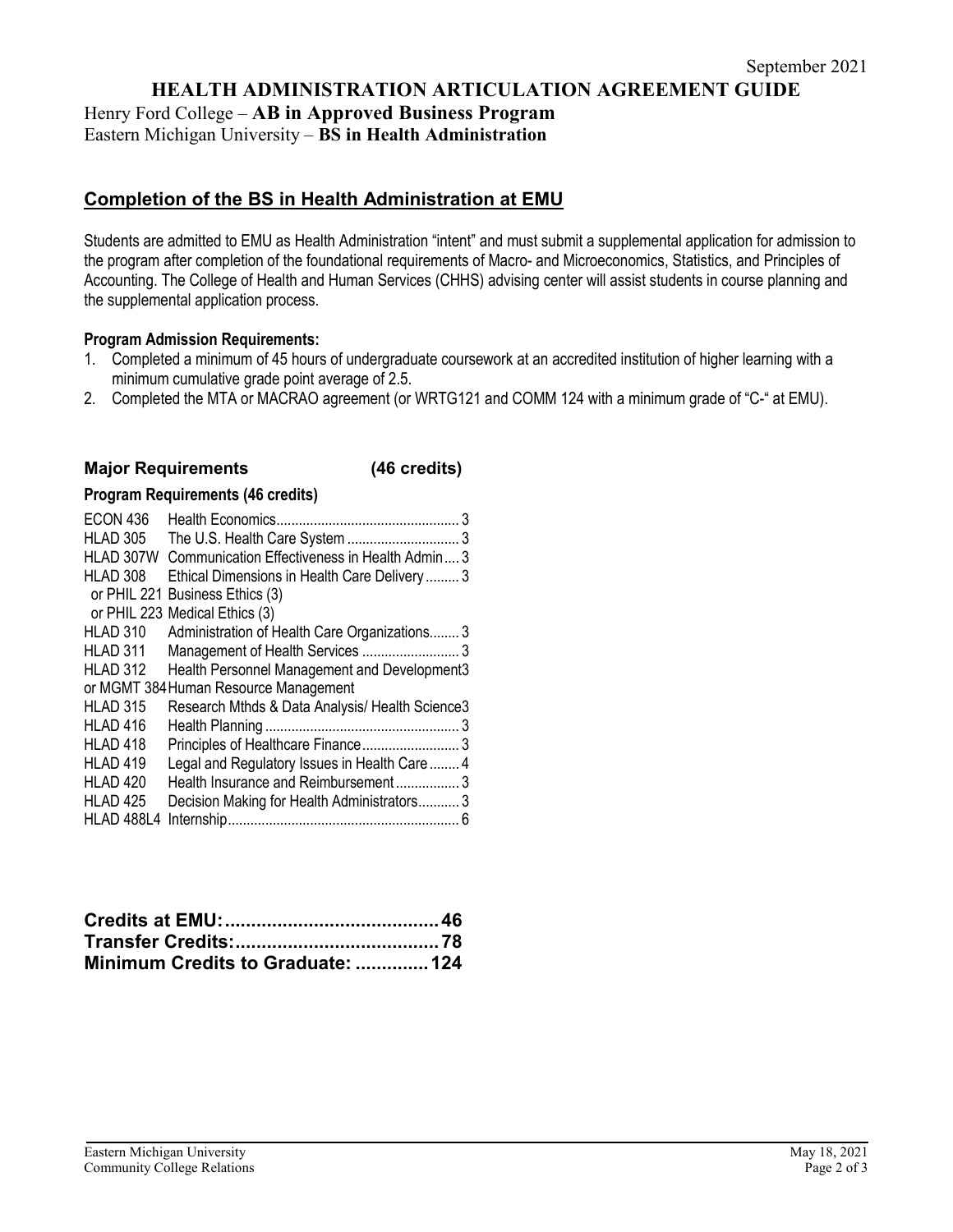September 2021

# HEALTH ADMINISTRATION ARTICULATION AGREEMENT GUIDE

Henry Ford College – **AB in Approved Business Program**
Eastern Michigan University – **BS in Health Administration**

## Completion of the BS in Health Administration at EMU

Students are admitted to EMU as Health Administration "intent" and must submit a supplemental application for admission to the program after completion of the foundational requirements of Macro- and Microeconomics, Statistics, and Principles of Accounting. The College of Health and Human Services (CHHS) advising center will assist students in course planning and the supplemental application process.

**Program Admission Requirements:**

1. Completed a minimum of 45 hours of undergraduate coursework at an accredited institution of higher learning with a minimum cumulative grade point average of 2.5.
2. Completed the MTA or MACRAO agreement (or WRTG121 and COMM 124 with a minimum grade of "C-" at EMU).

### Major Requirements (46 credits)

**Program Requirements (46 credits)**

| Course | Title | Credits |
|---|---|---|
| ECON 436 | Health Economics | 3 |
| HLAD 305 | The U.S. Health Care System | 3 |
| HLAD 307W | Communication Effectiveness in Health Admin | 3 |
| HLAD 308 | Ethical Dimensions in Health Care Delivery | 3 |
| or PHIL 221 | Business Ethics (3) | |
| or PHIL 223 | Medical Ethics (3) | |
| HLAD 310 | Administration of Health Care Organizations | 3 |
| HLAD 311 | Management of Health Services | 3 |
| HLAD 312 | Health Personnel Management and Development | 3 |
| or MGMT 384 | Human Resource Management | |
| HLAD 315 | Research Mthds & Data Analysis/ Health Science | 3 |
| HLAD 416 | Health Planning | 3 |
| HLAD 418 | Principles of Healthcare Finance | 3 |
| HLAD 419 | Legal and Regulatory Issues in Health Care | 4 |
| HLAD 420 | Health Insurance and Reimbursement | 3 |
| HLAD 425 | Decision Making for Health Administrators | 3 |
| HLAD 488L4 | Internship | 6 |

**Credits at EMU: 46**
**Transfer Credits: 78**
**Minimum Credits to Graduate: 124**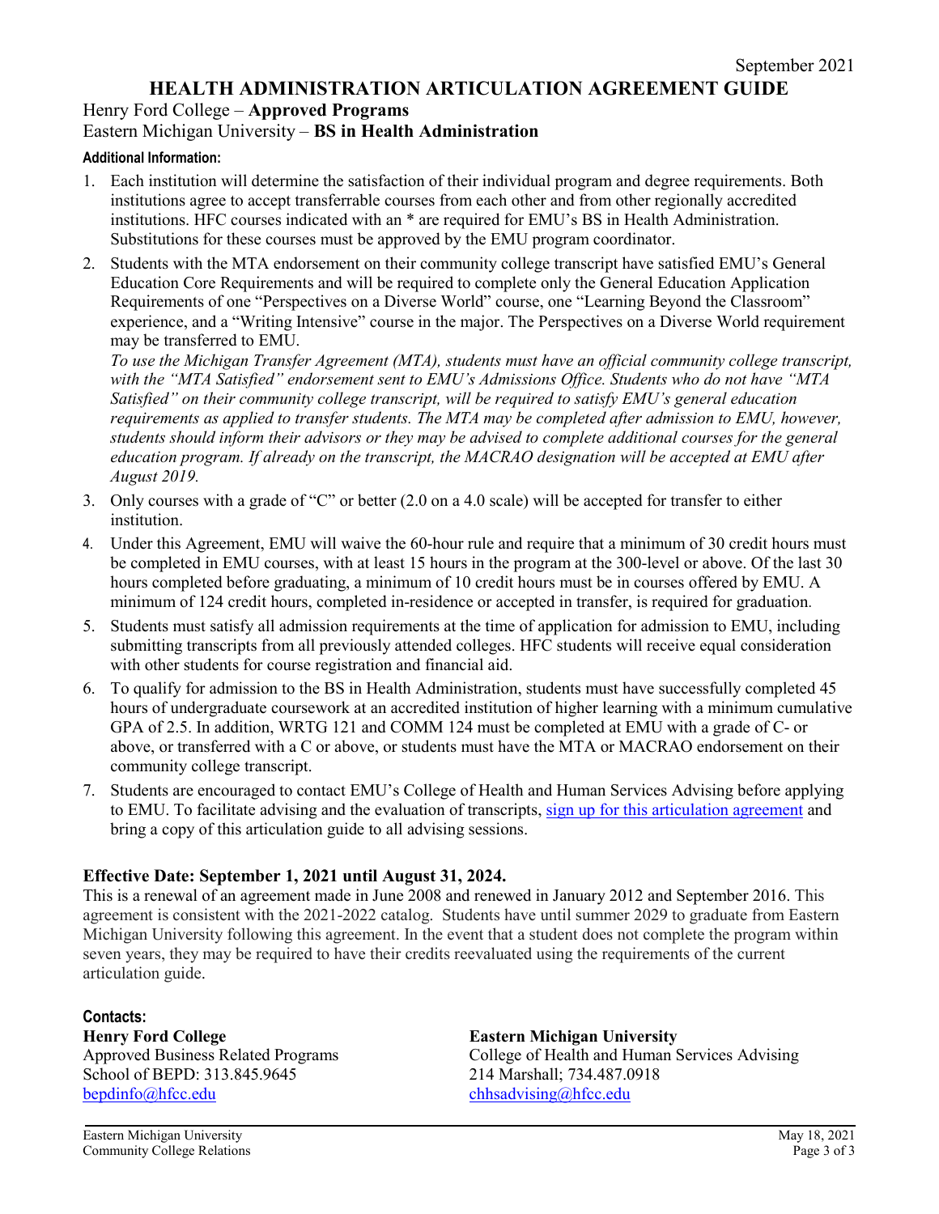September 2021

# HEALTH ADMINISTRATION ARTICULATION AGREEMENT GUIDE

Henry Ford College – **Approved Programs**

Eastern Michigan University – **BS in Health Administration**

**Additional Information:**

1. Each institution will determine the satisfaction of their individual program and degree requirements. Both institutions agree to accept transferrable courses from each other and from other regionally accredited institutions. HFC courses indicated with an * are required for EMU's BS in Health Administration. Substitutions for these courses must be approved by the EMU program coordinator.
2. Students with the MTA endorsement on their community college transcript have satisfied EMU's General Education Core Requirements and will be required to complete only the General Education Application Requirements of one "Perspectives on a Diverse World" course, one "Learning Beyond the Classroom" experience, and a "Writing Intensive" course in the major. The Perspectives on a Diverse World requirement may be transferred to EMU.
   *To use the Michigan Transfer Agreement (MTA), students must have an official community college transcript, with the "MTA Satisfied" endorsement sent to EMU's Admissions Office. Students who do not have "MTA Satisfied" on their community college transcript, will be required to satisfy EMU's general education requirements as applied to transfer students. The MTA may be completed after admission to EMU, however, students should inform their advisors or they may be advised to complete additional courses for the general education program. If already on the transcript, the MACRAO designation will be accepted at EMU after August 2019.*
3. Only courses with a grade of "C" or better (2.0 on a 4.0 scale) will be accepted for transfer to either institution.
4. Under this Agreement, EMU will waive the 60-hour rule and require that a minimum of 30 credit hours must be completed in EMU courses, with at least 15 hours in the program at the 300-level or above. Of the last 30 hours completed before graduating, a minimum of 10 credit hours must be in courses offered by EMU. A minimum of 124 credit hours, completed in-residence or accepted in transfer, is required for graduation.
5. Students must satisfy all admission requirements at the time of application for admission to EMU, including submitting transcripts from all previously attended colleges. HFC students will receive equal consideration with other students for course registration and financial aid.
6. To qualify for admission to the BS in Health Administration, students must have successfully completed 45 hours of undergraduate coursework at an accredited institution of higher learning with a minimum cumulative GPA of 2.5. In addition, WRTG 121 and COMM 124 must be completed at EMU with a grade of C- or above, or transferred with a C or above, or students must have the MTA or MACRAO endorsement on their community college transcript.
7. Students are encouraged to contact EMU's College of Health and Human Services Advising before applying to EMU. To facilitate advising and the evaluation of transcripts, sign up for this articulation agreement and bring a copy of this articulation guide to all advising sessions.

**Effective Date: September 1, 2021 until August 31, 2024.**

This is a renewal of an agreement made in June 2008 and renewed in January 2012 and September 2016. This agreement is consistent with the 2021-2022 catalog. Students have until summer 2029 to graduate from Eastern Michigan University following this agreement. In the event that a student does not complete the program within seven years, they may be required to have their credits reevaluated using the requirements of the current articulation guide.

**Contacts:**

**Henry Ford College**
Approved Business Related Programs
School of BEPD: 313.845.9645
bepdinfo@hfcc.edu

**Eastern Michigan University**
College of Health and Human Services Advising
214 Marshall; 734.487.0918
chhsadvising@hfcc.edu